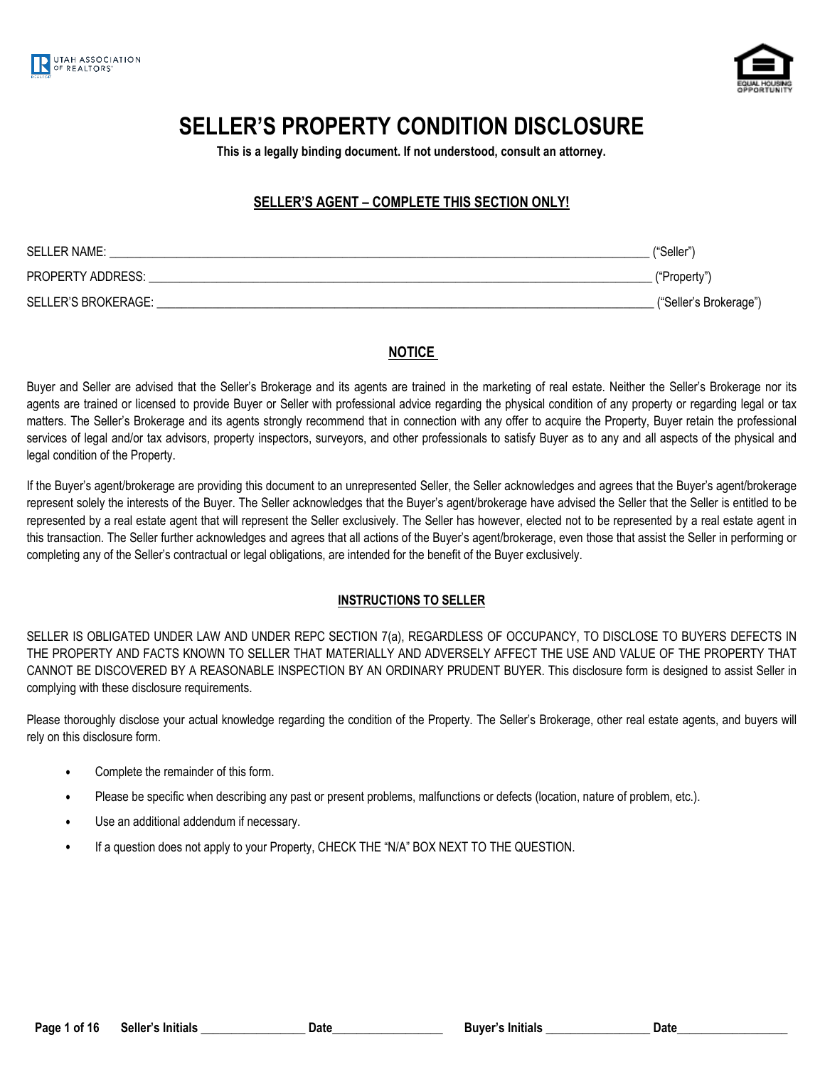UTAH ASSOCIATION OF REALTORS®

# SELLER'S PROPERTY CONDITION DISCLOSURE

**This is a legally binding document. If not understood, consult an attorney.**

## SELLER'S AGENT – COMPLETE THIS SECTION ONLY!

SELLER NAME: ______________________________________________________________________________ ("Seller")

PROPERTY ADDRESS: __________________________________________________________________________ ("Property")

SELLER'S BROKERAGE: ________________________________________________________________________ ("Seller's Brokerage")

## NOTICE

Buyer and Seller are advised that the Seller's Brokerage and its agents are trained in the marketing of real estate. Neither the Seller's Brokerage nor its agents are trained or licensed to provide Buyer or Seller with professional advice regarding the physical condition of any property or regarding legal or tax matters. The Seller's Brokerage and its agents strongly recommend that in connection with any offer to acquire the Property, Buyer retain the professional services of legal and/or tax advisors, property inspectors, surveyors, and other professionals to satisfy Buyer as to any and all aspects of the physical and legal condition of the Property.

If the Buyer's agent/brokerage are providing this document to an unrepresented Seller, the Seller acknowledges and agrees that the Buyer's agent/brokerage represent solely the interests of the Buyer. The Seller acknowledges that the Buyer's agent/brokerage have advised the Seller that the Seller is entitled to be represented by a real estate agent that will represent the Seller exclusively. The Seller has however, elected not to be represented by a real estate agent in this transaction. The Seller further acknowledges and agrees that all actions of the Buyer's agent/brokerage, even those that assist the Seller in performing or completing any of the Seller's contractual or legal obligations, are intended for the benefit of the Buyer exclusively.

## INSTRUCTIONS TO SELLER

SELLER IS OBLIGATED UNDER LAW AND UNDER REPC SECTION 7(a), REGARDLESS OF OCCUPANCY, TO DISCLOSE TO BUYERS DEFECTS IN THE PROPERTY AND FACTS KNOWN TO SELLER THAT MATERIALLY AND ADVERSELY AFFECT THE USE AND VALUE OF THE PROPERTY THAT CANNOT BE DISCOVERED BY A REASONABLE INSPECTION BY AN ORDINARY PRUDENT BUYER. This disclosure form is designed to assist Seller in complying with these disclosure requirements.

Please thoroughly disclose your actual knowledge regarding the condition of the Property. The Seller's Brokerage, other real estate agents, and buyers will rely on this disclosure form.

- Complete the remainder of this form.
- Please be specific when describing any past or present problems, malfunctions or defects (location, nature of problem, etc.).
- Use an additional addendum if necessary.
- If a question does not apply to your Property, CHECK THE "N/A" BOX NEXT TO THE QUESTION.

**Seller's Initials** _________________ **Date**__________________ **Buyer's Initials** _________________ **Date**__________________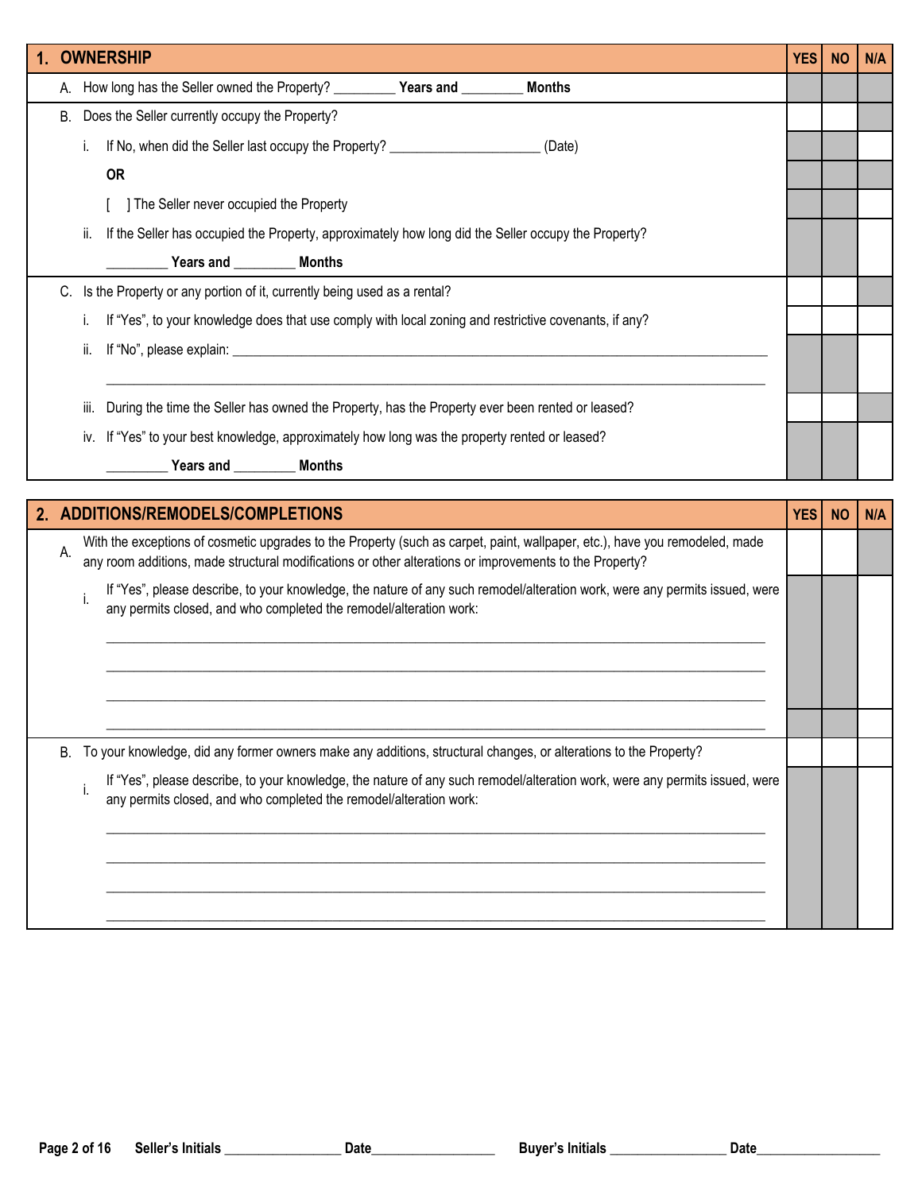| 1. OWNERSHIP | YES | NO | N/A |
|---|---|---|---|
| A. How long has the Seller owned the Property? ________ **Years and** ________ **Months** | | | |
| B. Does the Seller currently occupy the Property? | | | |
| i. If No, when did the Seller last occupy the Property? ____________________ (Date) | | | |
| **OR** | | | |
| [ ] The Seller never occupied the Property | | | |
| ii. If the Seller has occupied the Property, approximately how long did the Seller occupy the Property? ________ **Years and** ________ **Months** | | | |
| C. Is the Property or any portion of it, currently being used as a rental? | | | |
| i. If "Yes", to your knowledge does that use comply with local zoning and restrictive covenants, if any? | | | |
| ii. If "No", please explain: ____________________________________________ | | | |
| iii. During the time the Seller has owned the Property, has the Property ever been rented or leased? | | | |
| iv. If "Yes" to your best knowledge, approximately how long was the property rented or leased? ________ **Years and** ________ **Months** | | | |

| 2. ADDITIONS/REMODELS/COMPLETIONS | YES | NO | N/A |
|---|---|---|---|
| A. With the exceptions of cosmetic upgrades to the Property (such as carpet, paint, wallpaper, etc.), have you remodeled, made any room additions, made structural modifications or other alterations or improvements to the Property? | | | |
| i. If "Yes", please describe, to your knowledge, the nature of any such remodel/alteration work, were any permits issued, were any permits closed, and who completed the remodel/alteration work: ____________________________________________ ____________________________________________ ____________________________________________ ____________________________________________ | | | |
| B. To your knowledge, did any former owners make any additions, structural changes, or alterations to the Property? | | | |
| i. If "Yes", please describe, to your knowledge, the nature of any such remodel/alteration work, were any permits issued, were any permits closed, and who completed the remodel/alteration work: ____________________________________________ ____________________________________________ ____________________________________________ ____________________________________________ | | | |

**Seller's Initials** ________________ **Date**__________________ **Buyer's Initials** ________________ **Date**__________________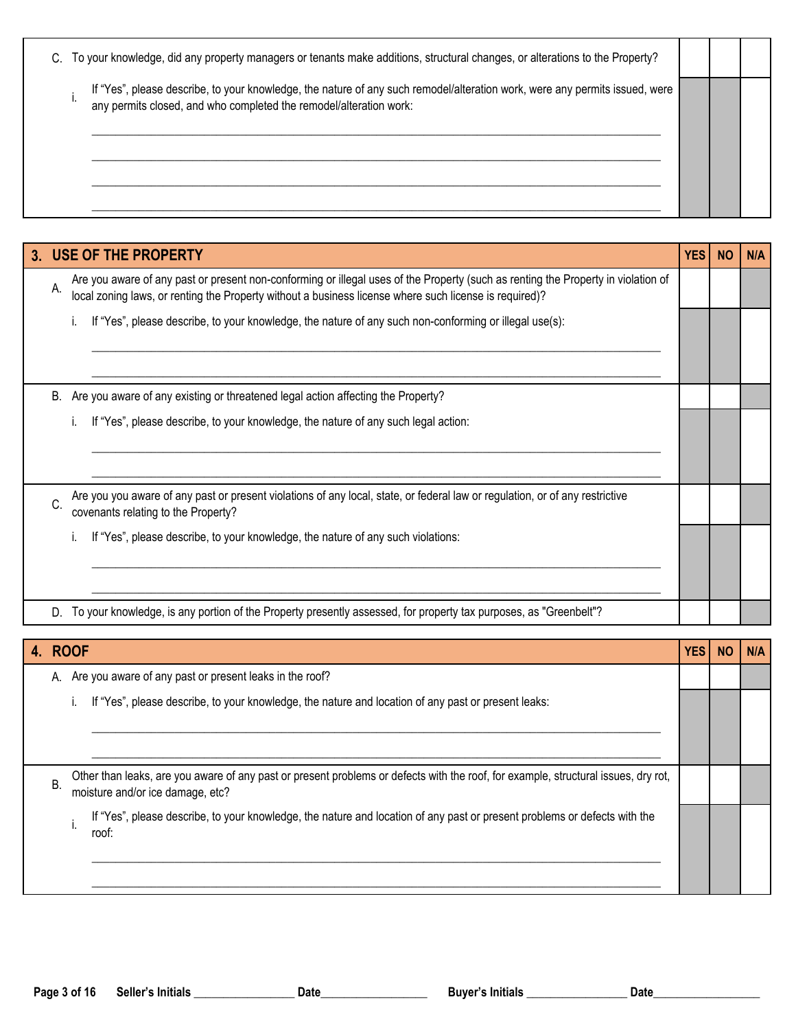| | YES | NO | N/A |
|---|---|---|---|
| C. To your knowledge, did any property managers or tenants make additions, structural changes, or alterations to the Property? | | | |
| i. If "Yes", please describe, to your knowledge, the nature of any such remodel/alteration work, were any permits issued, were any permits closed, and who completed the remodel/alteration work:<br>\_\_\_\_\_\_\_\_\_\_\_\_\_\_\_\_\_\_\_\_\_\_\_\_\_\_\_\_\_\_\_\_\_\_\_\_\_\_\_\_<br>\_\_\_\_\_\_\_\_\_\_\_\_\_\_\_\_\_\_\_\_\_\_\_\_\_\_\_\_\_\_\_\_\_\_\_\_\_\_\_\_<br>\_\_\_\_\_\_\_\_\_\_\_\_\_\_\_\_\_\_\_\_\_\_\_\_\_\_\_\_\_\_\_\_\_\_\_\_\_\_\_\_<br>\_\_\_\_\_\_\_\_\_\_\_\_\_\_\_\_\_\_\_\_\_\_\_\_\_\_\_\_\_\_\_\_\_\_\_\_\_\_\_\_ | | | |

| **3. USE OF THE PROPERTY** | **YES** | **NO** | **N/A** |
|---|---|---|---|
| A. Are you aware of any past or present non-conforming or illegal uses of the Property (such as renting the Property in violation of local zoning laws, or renting the Property without a business license where such license is required)? | | | |
| i. If "Yes", please describe, to your knowledge, the nature of any such non-conforming or illegal use(s):<br>\_\_\_\_\_\_\_\_\_\_\_\_\_\_\_\_\_\_\_\_\_\_\_\_\_\_\_\_\_\_\_\_\_\_\_\_\_\_\_\_<br>\_\_\_\_\_\_\_\_\_\_\_\_\_\_\_\_\_\_\_\_\_\_\_\_\_\_\_\_\_\_\_\_\_\_\_\_\_\_\_\_ | | | |
| B. Are you aware of any existing or threatened legal action affecting the Property? | | | |
| i. If "Yes", please describe, to your knowledge, the nature of any such legal action:<br>\_\_\_\_\_\_\_\_\_\_\_\_\_\_\_\_\_\_\_\_\_\_\_\_\_\_\_\_\_\_\_\_\_\_\_\_\_\_\_\_<br>\_\_\_\_\_\_\_\_\_\_\_\_\_\_\_\_\_\_\_\_\_\_\_\_\_\_\_\_\_\_\_\_\_\_\_\_\_\_\_\_ | | | |
| C. Are you you aware of any past or present violations of any local, state, or federal law or regulation, or of any restrictive covenants relating to the Property? | | | |
| i. If "Yes", please describe, to your knowledge, the nature of any such violations:<br>\_\_\_\_\_\_\_\_\_\_\_\_\_\_\_\_\_\_\_\_\_\_\_\_\_\_\_\_\_\_\_\_\_\_\_\_\_\_\_\_<br>\_\_\_\_\_\_\_\_\_\_\_\_\_\_\_\_\_\_\_\_\_\_\_\_\_\_\_\_\_\_\_\_\_\_\_\_\_\_\_\_ | | | |
| D. To your knowledge, is any portion of the Property presently assessed, for property tax purposes, as "Greenbelt"? | | | |

| **4. ROOF** | **YES** | **NO** | **N/A** |
|---|---|---|---|
| A. Are you aware of any past or present leaks in the roof? | | | |
| i. If "Yes", please describe, to your knowledge, the nature and location of any past or present leaks:<br>\_\_\_\_\_\_\_\_\_\_\_\_\_\_\_\_\_\_\_\_\_\_\_\_\_\_\_\_\_\_\_\_\_\_\_\_\_\_\_\_<br>\_\_\_\_\_\_\_\_\_\_\_\_\_\_\_\_\_\_\_\_\_\_\_\_\_\_\_\_\_\_\_\_\_\_\_\_\_\_\_\_ | | | |
| B. Other than leaks, are you aware of any past or present problems or defects with the roof, for example, structural issues, dry rot, moisture and/or ice damage, etc? | | | |
| i. If "Yes", please describe, to your knowledge, the nature and location of any past or present problems or defects with the roof:<br>\_\_\_\_\_\_\_\_\_\_\_\_\_\_\_\_\_\_\_\_\_\_\_\_\_\_\_\_\_\_\_\_\_\_\_\_\_\_\_\_<br>\_\_\_\_\_\_\_\_\_\_\_\_\_\_\_\_\_\_\_\_\_\_\_\_\_\_\_\_\_\_\_\_\_\_\_\_\_\_\_\_ | | | |

**Seller's Initials** \_\_\_\_\_\_\_\_\_\_\_\_\_\_\_\_ **Date**\_\_\_\_\_\_\_\_\_\_\_\_\_\_\_\_ **Buyer's Initials** \_\_\_\_\_\_\_\_\_\_\_\_\_\_\_\_ **Date**\_\_\_\_\_\_\_\_\_\_\_\_\_\_\_\_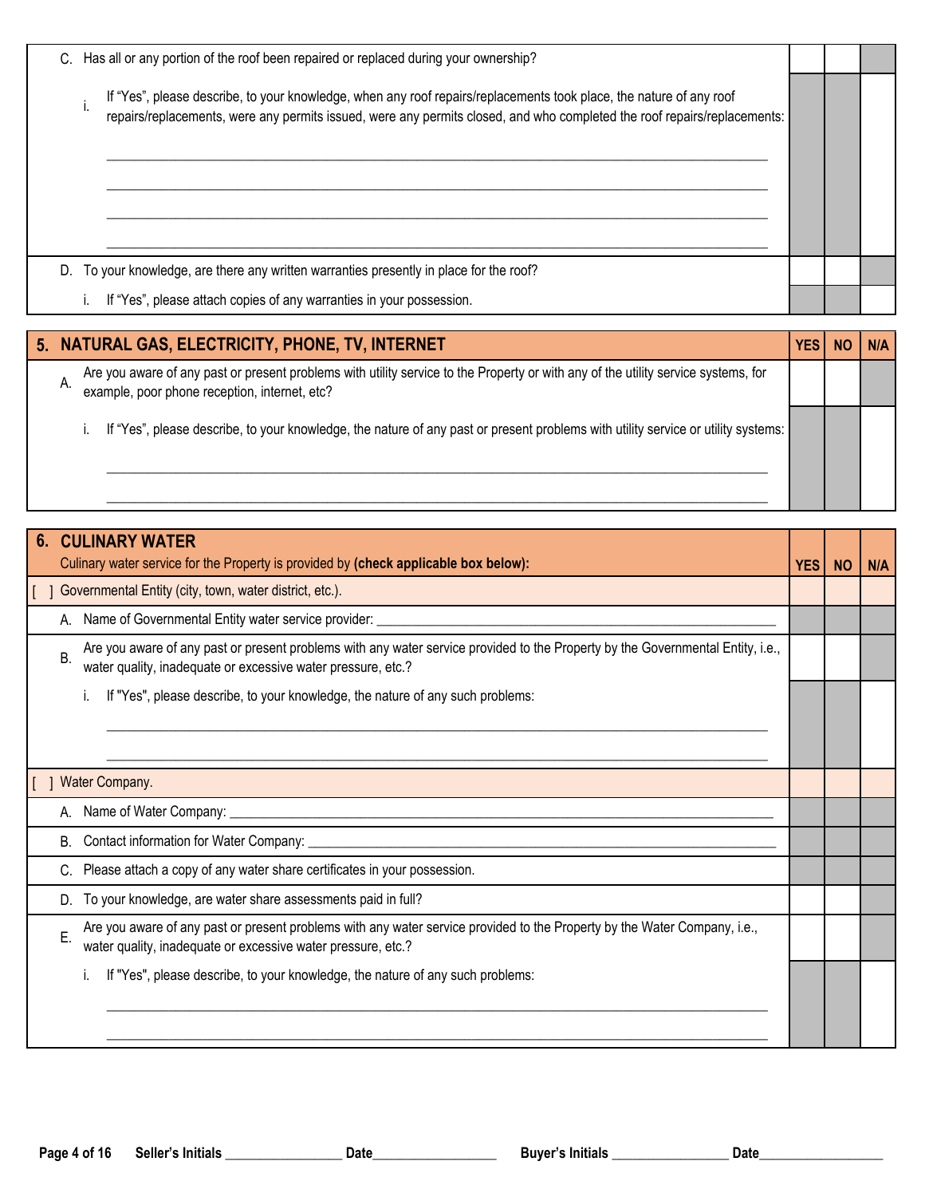| | YES | NO | N/A |
|---|---|---|---|
| C. Has all or any portion of the roof been repaired or replaced during your ownership? | | | |
| i. If "Yes", please describe, to your knowledge, when any roof repairs/replacements took place, the nature of any roof repairs/replacements, were any permits issued, were any permits closed, and who completed the roof repairs/replacements: ____________________________________________ ____________________________________________ ____________________________________________ ____________________________________________ | | | |
| D. To your knowledge, are there any written warranties presently in place for the roof? | | | |
| i. If "Yes", please attach copies of any warranties in your possession. | | | |

| **5. NATURAL GAS, ELECTRICITY, PHONE, TV, INTERNET** | **YES** | **NO** | **N/A** |
|---|---|---|---|
| A. Are you aware of any past or present problems with utility service to the Property or with any of the utility service systems, for example, poor phone reception, internet, etc? | | | |
| i. If "Yes", please describe, to your knowledge, the nature of any past or present problems with utility service or utility systems: ____________________________________________ ____________________________________________ | | | |

| **6. CULINARY WATER**<br>Culinary water service for the Property is provided by **(check applicable box below):** | **YES** | **NO** | **N/A** |
|---|---|---|---|
| [ ] Governmental Entity (city, town, water district, etc.). | | | |
| A. Name of Governmental Entity water service provider: ____________________________________________ | | | |
| B. Are you aware of any past or present problems with any water service provided to the Property by the Governmental Entity, i.e., water quality, inadequate or excessive water pressure, etc.? | | | |
| i. If "Yes", please describe, to your knowledge, the nature of any such problems: ____________________________________________ ____________________________________________ | | | |
| [ ] Water Company. | | | |
| A. Name of Water Company: ____________________________________________ | | | |
| B. Contact information for Water Company: ____________________________________________ | | | |
| C. Please attach a copy of any water share certificates in your possession. | | | |
| D. To your knowledge, are water share assessments paid in full? | | | |
| E. Are you aware of any past or present problems with any water service provided to the Property by the Water Company, i.e., water quality, inadequate or excessive water pressure, etc.? | | | |
| i. If "Yes", please describe, to your knowledge, the nature of any such problems: ____________________________________________ ____________________________________________ | | | |

Seller's Initials _________________ Date__________________ Buyer's Initials _________________ Date__________________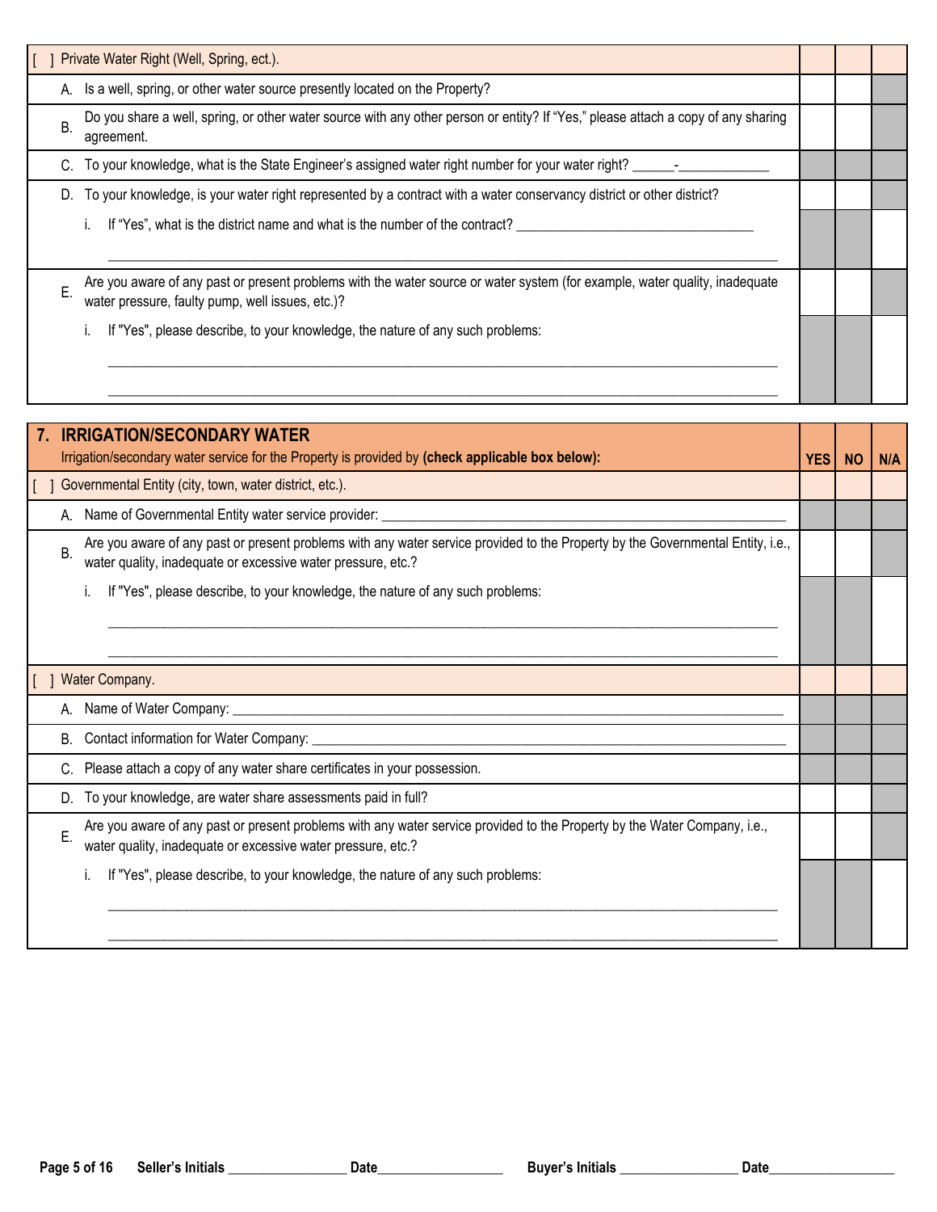| [ ] Private Water Right (Well, Spring, ect.). | | | |
|---|---|---|---|
| A. Is a well, spring, or other water source presently located on the Property? | | | |
| B. Do you share a well, spring, or other water source with any other person or entity? If "Yes," please attach a copy of any sharing agreement. | | | |
| C. To your knowledge, what is the State Engineer's assigned water right number for your water right? ______-_____________ | | | |
| D. To your knowledge, is your water right represented by a contract with a water conservancy district or other district? | | | |
| i. If "Yes", what is the district name and what is the number of the contract? __________________________________ | | | |
| E. Are you aware of any past or present problems with the water source or water system (for example, water quality, inadequate water pressure, faulty pump, well issues, etc.)? | | | |
| i. If "Yes", please describe, to your knowledge, the nature of any such problems: | | | |

## 7. IRRIGATION/SECONDARY WATER

| Irrigation/secondary water service for the Property is provided by **(check applicable box below):** | YES | NO | N/A |
|---|---|---|---|
| [ ] Governmental Entity (city, town, water district, etc.). | | | |
| A. Name of Governmental Entity water service provider: ____________________________________________ | | | |
| B. Are you aware of any past or present problems with any water service provided to the Property by the Governmental Entity, i.e., water quality, inadequate or excessive water pressure, etc.? | | | |
| i. If "Yes", please describe, to your knowledge, the nature of any such problems: | | | |
| [ ] Water Company. | | | |
| A. Name of Water Company: ____________________________________________ | | | |
| B. Contact information for Water Company: ____________________________________________ | | | |
| C. Please attach a copy of any water share certificates in your possession. | | | |
| D. To your knowledge, are water share assessments paid in full? | | | |
| E. Are you aware of any past or present problems with any water service provided to the Property by the Water Company, i.e., water quality, inadequate or excessive water pressure, etc.? | | | |
| i. If "Yes", please describe, to your knowledge, the nature of any such problems: | | | |

**Seller's Initials** ________________ **Date**__________________ **Buyer's Initials** ________________ **Date**__________________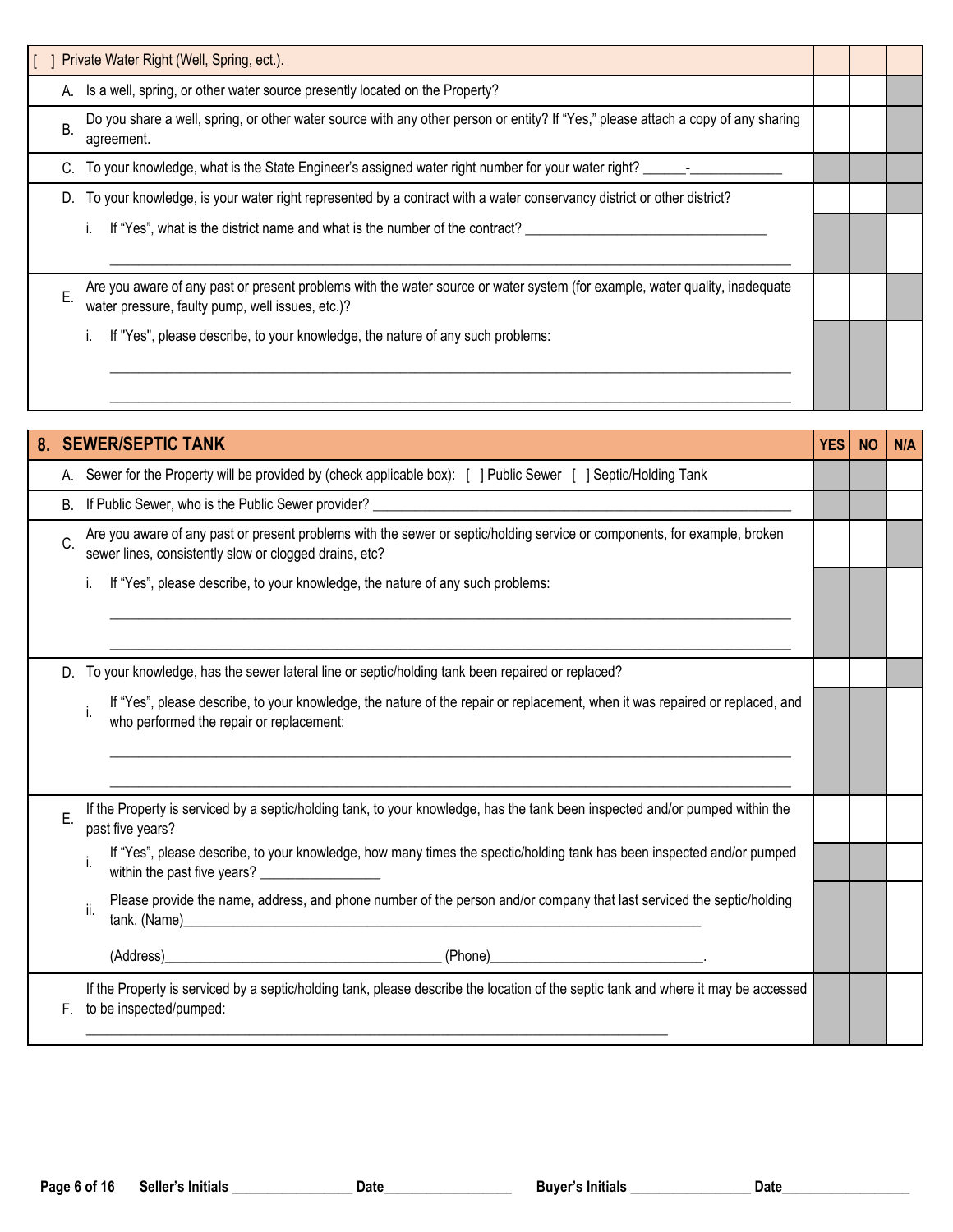| [ ] Private Water Right (Well, Spring, ect.). | | | |
|---|---|---|---|
| A. Is a well, spring, or other water source presently located on the Property? | | | |
| B. Do you share a well, spring, or other water source with any other person or entity? If "Yes," please attach a copy of any sharing agreement. | | | |
| C. To your knowledge, what is the State Engineer's assigned water right number for your water right? ______-_____________ | | | |
| D. To your knowledge, is your water right represented by a contract with a water conservancy district or other district? | | | |
| i. If "Yes", what is the district name and what is the number of the contract? _________________________________ | | | |
| E. Are you aware of any past or present problems with the water source or water system (for example, water quality, inadequate water pressure, faulty pump, well issues, etc.)? | | | |
| i. If "Yes", please describe, to your knowledge, the nature of any such problems: ______________________________________ ______________________________________ | | | |

| 8. SEWER/SEPTIC TANK | YES | NO | N/A |
|---|---|---|---|
| A. Sewer for the Property will be provided by (check applicable box): [ ] Public Sewer [ ] Septic/Holding Tank | | | |
| B. If Public Sewer, who is the Public Sewer provider? ____________________________________________ | | | |
| C. Are you aware of any past or present problems with the sewer or septic/holding service or components, for example, broken sewer lines, consistently slow or clogged drains, etc? | | | |
| i. If "Yes", please describe, to your knowledge, the nature of any such problems: ______________________________________ ______________________________________ | | | |
| D. To your knowledge, has the sewer lateral line or septic/holding tank been repaired or replaced? | | | |
| i. If "Yes", please describe, to your knowledge, the nature of the repair or replacement, when it was repaired or replaced, and who performed the repair or replacement: ______________________________________ ______________________________________ | | | |
| E. If the Property is serviced by a septic/holding tank, to your knowledge, has the tank been inspected and/or pumped within the past five years? | | | |
| i. If "Yes", please describe, to your knowledge, how many times the spectic/holding tank has been inspected and/or pumped within the past five years? ________________ | | | |
| ii. Please provide the name, address, and phone number of the person and/or company that last serviced the septic/holding tank. (Name)__________________________________________ (Address)______________________________ (Phone)____________________________. | | | |
| F. If the Property is serviced by a septic/holding tank, please describe the location of the septic tank and where it may be accessed to be inspected/pumped: ______________________________________ | | | |

Seller's Initials ________________ Date_________________ Buyer's Initials ________________ Date_________________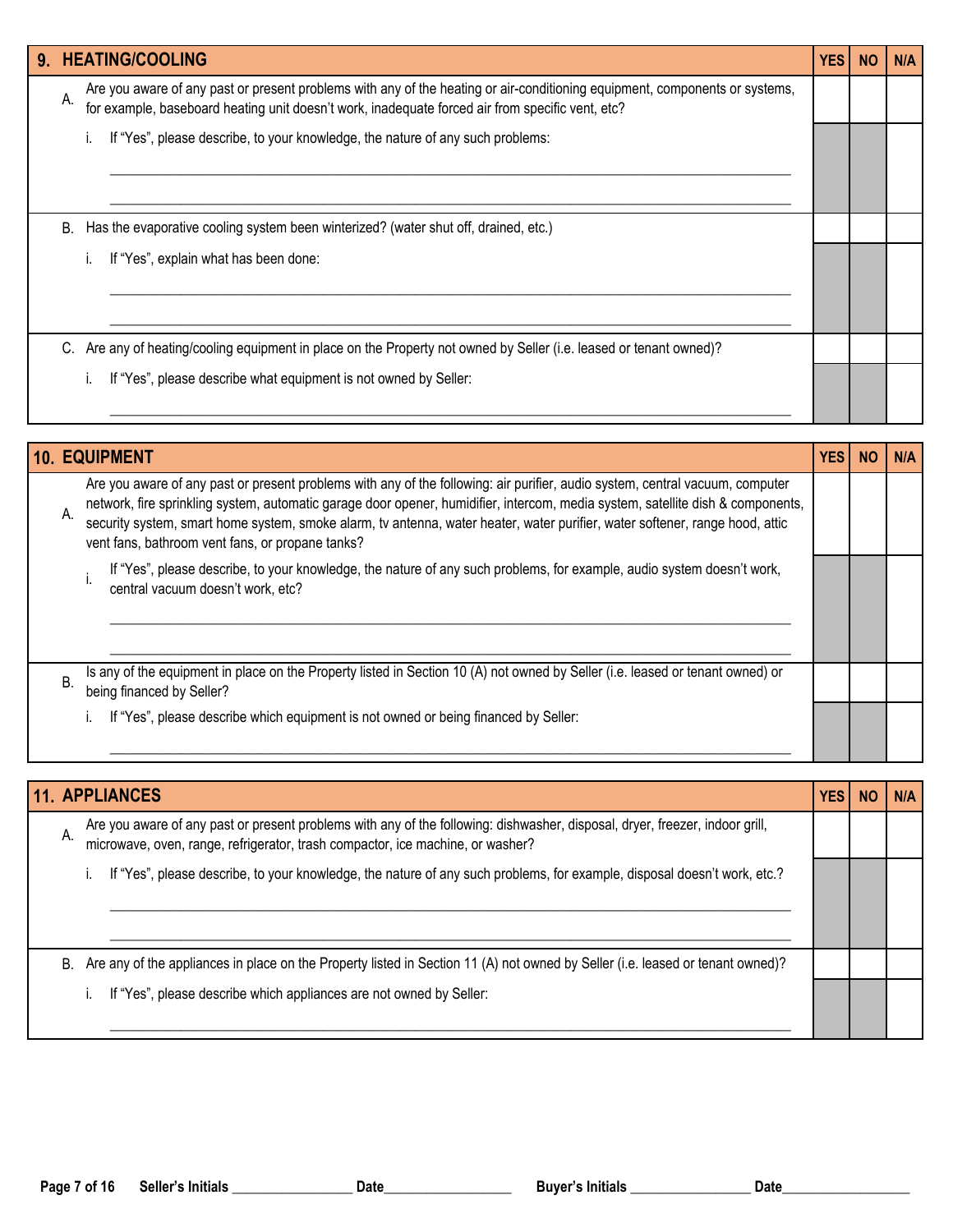| 9. HEATING/COOLING | YES | NO | N/A |
|---|---|---|---|
| A. Are you aware of any past or present problems with any of the heating or air-conditioning equipment, components or systems, for example, baseboard heating unit doesn't work, inadequate forced air from specific vent, etc? | | | |
| i. If "Yes", please describe, to your knowledge, the nature of any such problems: ______________________________ ______________________________ | | | |
| B. Has the evaporative cooling system been winterized? (water shut off, drained, etc.) | | | |
| i. If "Yes", explain what has been done: ______________________________ ______________________________ | | | |
| C. Are any of heating/cooling equipment in place on the Property not owned by Seller (i.e. leased or tenant owned)? | | | |
| i. If "Yes", please describe what equipment is not owned by Seller: ______________________________ | | | |

| 10. EQUIPMENT | YES | NO | N/A |
|---|---|---|---|
| A. Are you aware of any past or present problems with any of the following: air purifier, audio system, central vacuum, computer network, fire sprinkling system, automatic garage door opener, humidifier, intercom, media system, satellite dish & components, security system, smart home system, smoke alarm, tv antenna, water heater, water purifier, water softener, range hood, attic vent fans, bathroom vent fans, or propane tanks? | | | |
| i. If "Yes", please describe, to your knowledge, the nature of any such problems, for example, audio system doesn't work, central vacuum doesn't work, etc? ______________________________ ______________________________ | | | |
| B. Is any of the equipment in place on the Property listed in Section 10 (A) not owned by Seller (i.e. leased or tenant owned) or being financed by Seller? | | | |
| i. If "Yes", please describe which equipment is not owned or being financed by Seller: ______________________________ | | | |

| 11. APPLIANCES | YES | NO | N/A |
|---|---|---|---|
| A. Are you aware of any past or present problems with any of the following: dishwasher, disposal, dryer, freezer, indoor grill, microwave, oven, range, refrigerator, trash compactor, ice machine, or washer? | | | |
| i. If "Yes", please describe, to your knowledge, the nature of any such problems, for example, disposal doesn't work, etc.? ______________________________ ______________________________ | | | |
| B. Are any of the appliances in place on the Property listed in Section 11 (A) not owned by Seller (i.e. leased or tenant owned)? | | | |
| i. If "Yes", please describe which appliances are not owned by Seller: ______________________________ | | | |

Seller's Initials ________________ Date________________ Buyer's Initials ________________ Date________________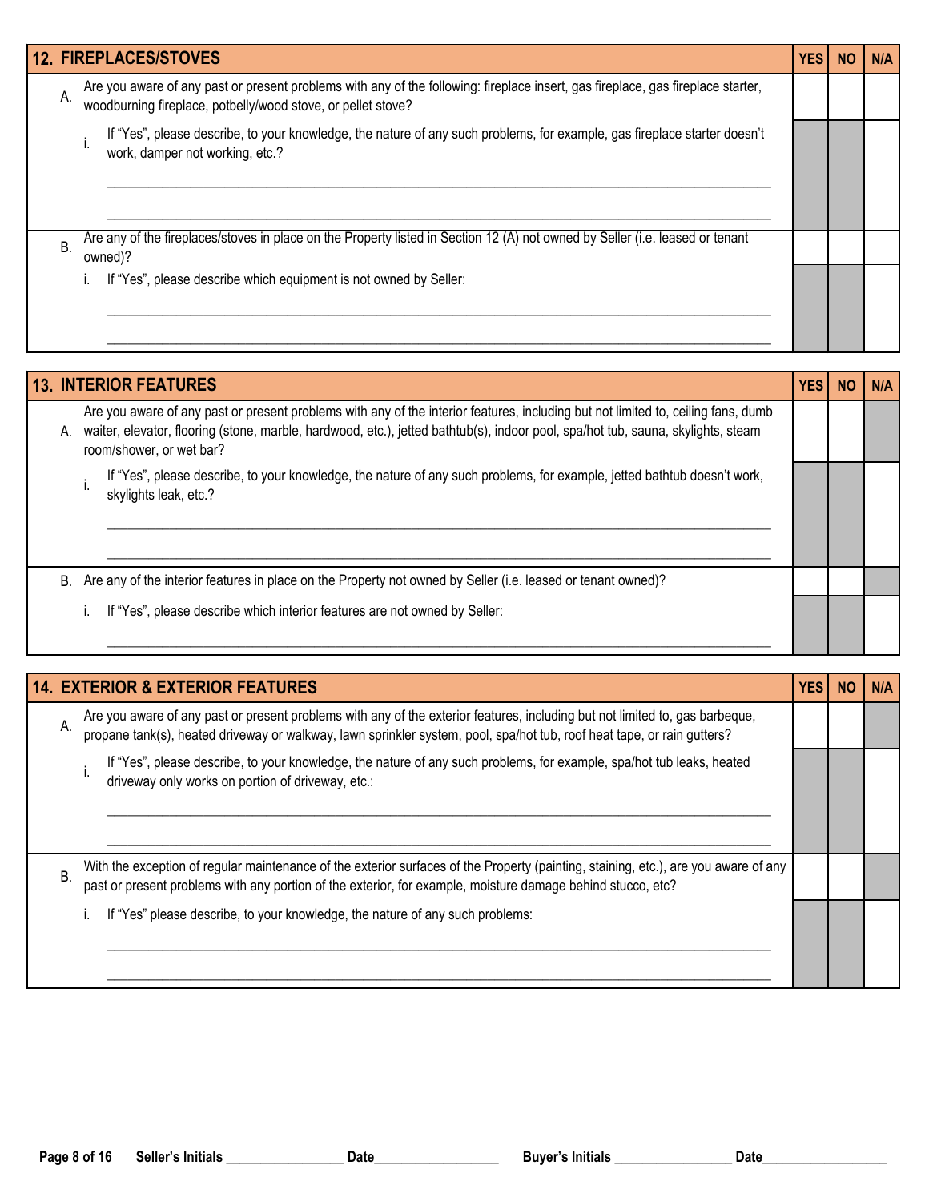| 12. FIREPLACES/STOVES | YES | NO | N/A |
|---|---|---|---|
| A. Are you aware of any past or present problems with any of the following: fireplace insert, gas fireplace, gas fireplace starter, woodburning fireplace, potbelly/wood stove, or pellet stove? | | | |
| i. If "Yes", please describe, to your knowledge, the nature of any such problems, for example, gas fireplace starter doesn't work, damper not working, etc.? ___________________ ___________________ | | | |
| B. Are any of the fireplaces/stoves in place on the Property listed in Section 12 (A) not owned by Seller (i.e. leased or tenant owned)? | | | |
| i. If "Yes", please describe which equipment is not owned by Seller: ___________________ ___________________ | | | |

| 13. INTERIOR FEATURES | YES | NO | N/A |
|---|---|---|---|
| A. Are you aware of any past or present problems with any of the interior features, including but not limited to, ceiling fans, dumb waiter, elevator, flooring (stone, marble, hardwood, etc.), jetted bathtub(s), indoor pool, spa/hot tub, sauna, skylights, steam room/shower, or wet bar? | | | |
| i. If "Yes", please describe, to your knowledge, the nature of any such problems, for example, jetted bathtub doesn't work, skylights leak, etc.? ___________________ ___________________ | | | |
| B. Are any of the interior features in place on the Property not owned by Seller (i.e. leased or tenant owned)? | | | |
| i. If "Yes", please describe which interior features are not owned by Seller: ___________________ | | | |

| 14. EXTERIOR & EXTERIOR FEATURES | YES | NO | N/A |
|---|---|---|---|
| A. Are you aware of any past or present problems with any of the exterior features, including but not limited to, gas barbeque, propane tank(s), heated driveway or walkway, lawn sprinkler system, pool, spa/hot tub, roof heat tape, or rain gutters? | | | |
| i. If "Yes", please describe, to your knowledge, the nature of any such problems, for example, spa/hot tub leaks, heated driveway only works on portion of driveway, etc.: ___________________ ___________________ | | | |
| B. With the exception of regular maintenance of the exterior surfaces of the Property (painting, staining, etc.), are you aware of any past or present problems with any portion of the exterior, for example, moisture damage behind stucco, etc? | | | |
| i. If "Yes" please describe, to your knowledge, the nature of any such problems: ___________________ ___________________ | | | |

Seller's Initials ________________ Date__________________ Buyer's Initials ________________ Date__________________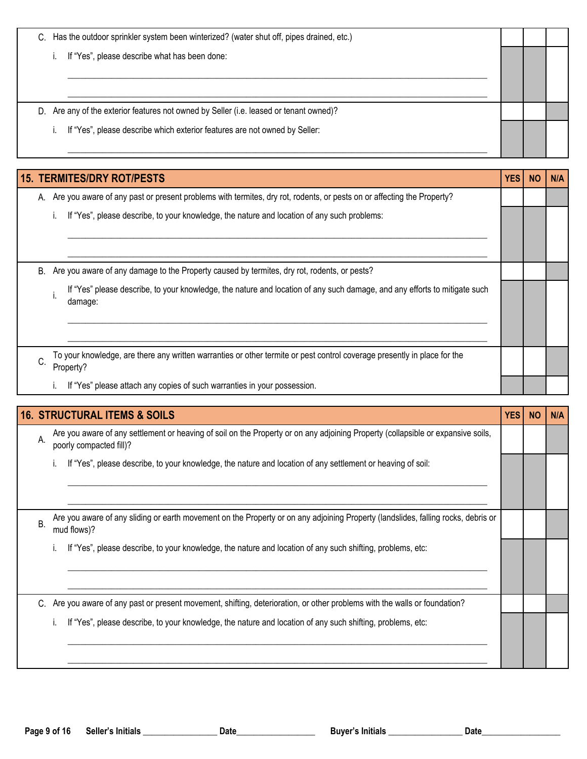| | YES | NO | N/A |
|---|---|---|---|
| C. Has the outdoor sprinkler system been winterized? (water shut off, pipes drained, etc.) | | | |
| i. If "Yes", please describe what has been done: ____________________ ____________________ | | | |
| D. Are any of the exterior features not owned by Seller (i.e. leased or tenant owned)? | | | |
| i. If "Yes", please describe which exterior features are not owned by Seller: ____________________ | | | |

| 15. TERMITES/DRY ROT/PESTS | YES | NO | N/A |
|---|---|---|---|
| A. Are you aware of any past or present problems with termites, dry rot, rodents, or pests on or affecting the Property? | | | |
| i. If "Yes", please describe, to your knowledge, the nature and location of any such problems: ____________________ ____________________ | | | |
| B. Are you aware of any damage to the Property caused by termites, dry rot, rodents, or pests? | | | |
| i. If "Yes" please describe, to your knowledge, the nature and location of any such damage, and any efforts to mitigate such damage: ____________________ ____________________ | | | |
| C. To your knowledge, are there any written warranties or other termite or pest control coverage presently in place for the Property? | | | |
| i. If "Yes" please attach any copies of such warranties in your possession. | | | |

| 16. STRUCTURAL ITEMS & SOILS | YES | NO | N/A |
|---|---|---|---|
| A. Are you aware of any settlement or heaving of soil on the Property or on any adjoining Property (collapsible or expansive soils, poorly compacted fill)? | | | |
| i. If "Yes", please describe, to your knowledge, the nature and location of any settlement or heaving of soil: ____________________ ____________________ | | | |
| B. Are you aware of any sliding or earth movement on the Property or on any adjoining Property (landslides, falling rocks, debris or mud flows)? | | | |
| i. If "Yes", please describe, to your knowledge, the nature and location of any such shifting, problems, etc: ____________________ ____________________ | | | |
| C. Are you aware of any past or present movement, shifting, deterioration, or other problems with the walls or foundation? | | | |
| i. If "Yes", please describe, to your knowledge, the nature and location of any such shifting, problems, etc: ____________________ ____________________ | | | |

Seller's Initials ________________ Date__________________ Buyer's Initials ________________ Date__________________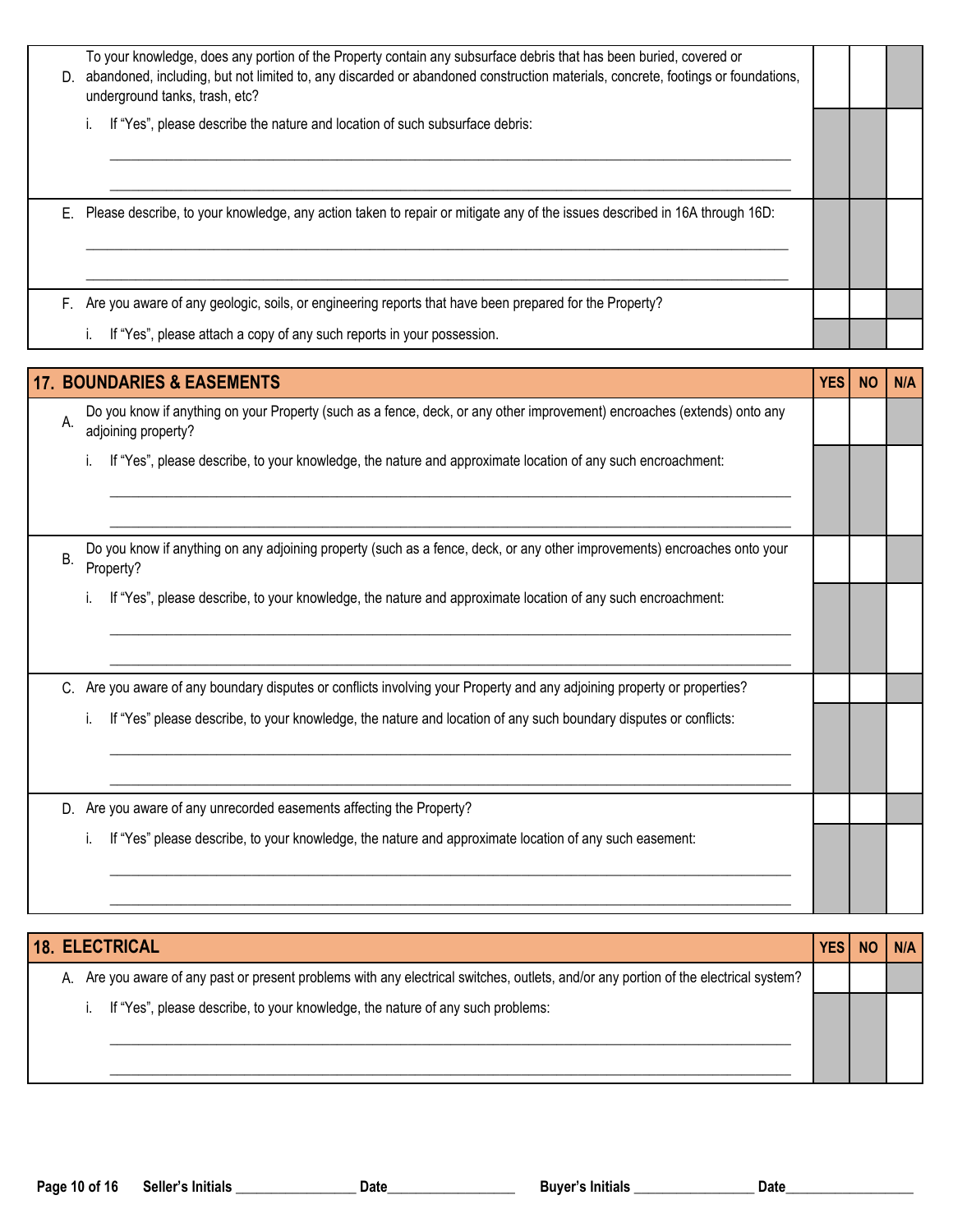| | YES | NO | N/A |
|---|---|---|---|
| D. To your knowledge, does any portion of the Property contain any subsurface debris that has been buried, covered or abandoned, including, but not limited to, any discarded or abandoned construction materials, concrete, footings or foundations, underground tanks, trash, etc? | | | |
| i. If "Yes", please describe the nature and location of such subsurface debris: ______________________________ ______________________________ | | | |
| E. Please describe, to your knowledge, any action taken to repair or mitigate any of the issues described in 16A through 16D: ______________________________ ______________________________ | | | |
| F. Are you aware of any geologic, soils, or engineering reports that have been prepared for the Property? | | | |
| i. If "Yes", please attach a copy of any such reports in your possession. | | | |

| 17. BOUNDARIES & EASEMENTS | YES | NO | N/A |
|---|---|---|---|
| A. Do you know if anything on your Property (such as a fence, deck, or any other improvement) encroaches (extends) onto any adjoining property? | | | |
| i. If "Yes", please describe, to your knowledge, the nature and approximate location of any such encroachment: ______________________________ ______________________________ | | | |
| B. Do you know if anything on any adjoining property (such as a fence, deck, or any other improvements) encroaches onto your Property? | | | |
| i. If "Yes", please describe, to your knowledge, the nature and approximate location of any such encroachment: ______________________________ ______________________________ | | | |
| C. Are you aware of any boundary disputes or conflicts involving your Property and any adjoining property or properties? | | | |
| i. If "Yes" please describe, to your knowledge, the nature and location of any such boundary disputes or conflicts: ______________________________ ______________________________ | | | |
| D. Are you aware of any unrecorded easements affecting the Property? | | | |
| i. If "Yes" please describe, to your knowledge, the nature and approximate location of any such easement: ______________________________ ______________________________ | | | |

| 18. ELECTRICAL | YES | NO | N/A |
|---|---|---|---|
| A. Are you aware of any past or present problems with any electrical switches, outlets, and/or any portion of the electrical system? | | | |
| i. If "Yes", please describe, to your knowledge, the nature of any such problems: ______________________________ ______________________________ | | | |

Seller's Initials _________________ Date__________________ Buyer's Initials _________________ Date__________________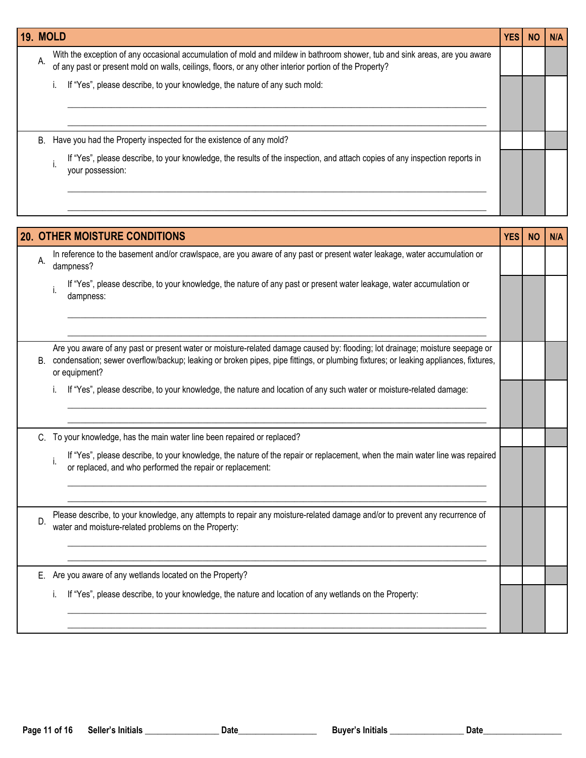| 19. MOLD | YES | NO | N/A |
|---|---|---|---|
| A. With the exception of any occasional accumulation of mold and mildew in bathroom shower, tub and sink areas, are you aware of any past or present mold on walls, ceilings, floors, or any other interior portion of the Property? | | | |
| i. If "Yes", please describe, to your knowledge, the nature of any such mold: ____________________ ____________________ | | | |
| B. Have you had the Property inspected for the existence of any mold? | | | |
| i. If "Yes", please describe, to your knowledge, the results of the inspection, and attach copies of any inspection reports in your possession: ____________________ ____________________ | | | |

| 20. OTHER MOISTURE CONDITIONS | YES | NO | N/A |
|---|---|---|---|
| A. In reference to the basement and/or crawlspace, are you aware of any past or present water leakage, water accumulation or dampness? | | | |
| i. If "Yes", please describe, to your knowledge, the nature of any past or present water leakage, water accumulation or dampness: ____________________ ____________________ | | | |
| B. Are you aware of any past or present water or moisture-related damage caused by: flooding; lot drainage; moisture seepage or condensation; sewer overflow/backup; leaking or broken pipes, pipe fittings, or plumbing fixtures; or leaking appliances, fixtures, or equipment? | | | |
| i. If "Yes", please describe, to your knowledge, the nature and location of any such water or moisture-related damage: ____________________ ____________________ | | | |
| C. To your knowledge, has the main water line been repaired or replaced? | | | |
| i. If "Yes", please describe, to your knowledge, the nature of the repair or replacement, when the main water line was repaired or replaced, and who performed the repair or replacement: ____________________ ____________________ | | | |
| D. Please describe, to your knowledge, any attempts to repair any moisture-related damage and/or to prevent any recurrence of water and moisture-related problems on the Property: ____________________ ____________________ | | | |
| E. Are you aware of any wetlands located on the Property? | | | |
| i. If "Yes", please describe, to your knowledge, the nature and location of any wetlands on the Property: ____________________ ____________________ | | | |

Seller's Initials ________________ Date__________________ Buyer's Initials ________________ Date__________________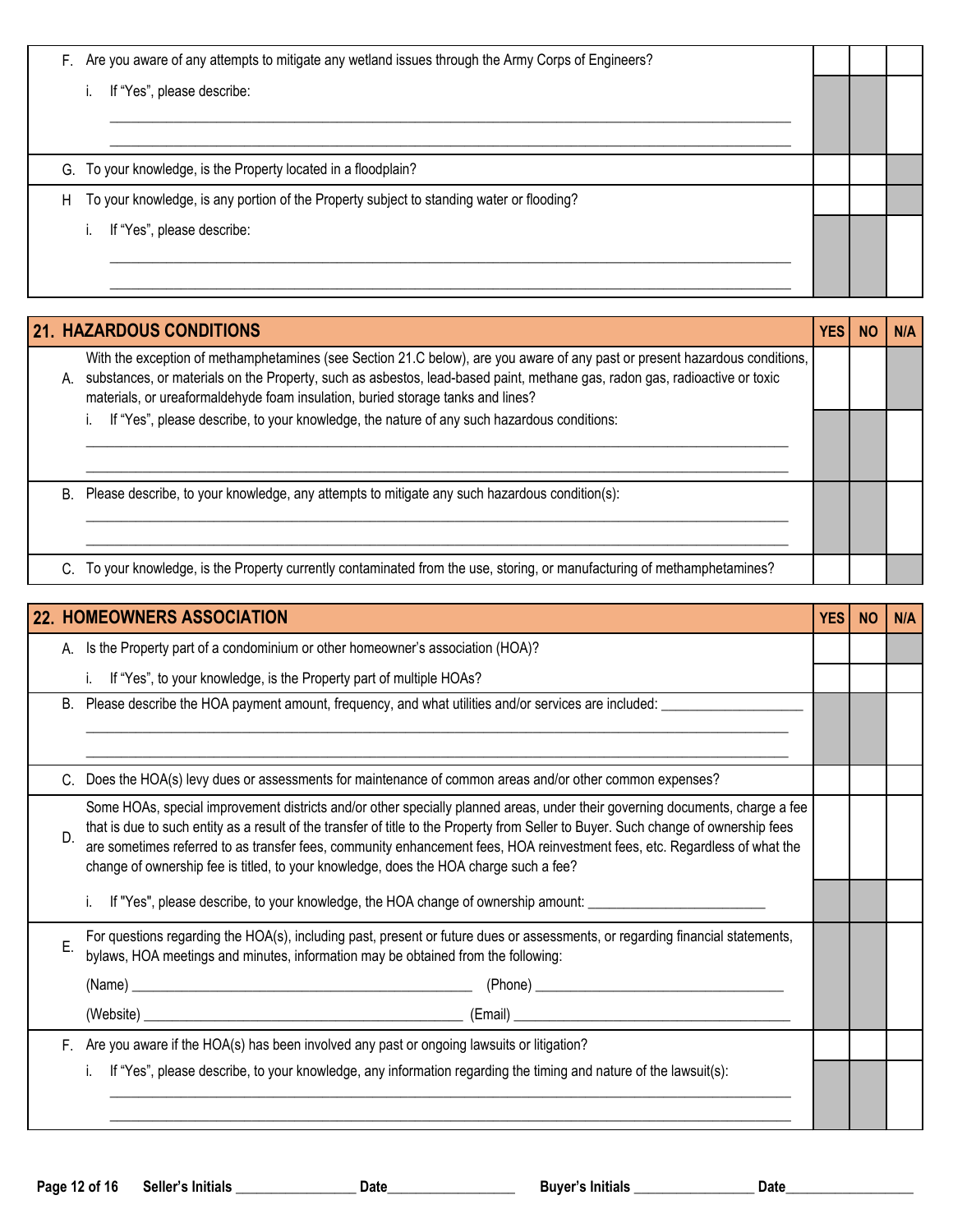| | YES | NO | N/A |
|---|---|---|---|
| F. Are you aware of any attempts to mitigate any wetland issues through the Army Corps of Engineers? | | | |
| i. If "Yes", please describe: ______________________________ ______________________________ | | | |
| G. To your knowledge, is the Property located in a floodplain? | | | |
| H To your knowledge, is any portion of the Property subject to standing water or flooding? | | | |
| i. If "Yes", please describe: ______________________________ ______________________________ | | | |

| 21. HAZARDOUS CONDITIONS | YES | NO | N/A |
|---|---|---|---|
| A. With the exception of methamphetamines (see Section 21.C below), are you aware of any past or present hazardous conditions, substances, or materials on the Property, such as asbestos, lead-based paint, methane gas, radon gas, radioactive or toxic materials, or ureaformaldehyde foam insulation, buried storage tanks and lines? | | | |
| i. If "Yes", please describe, to your knowledge, the nature of any such hazardous conditions: ______________________________ ______________________________ | | | |
| B. Please describe, to your knowledge, any attempts to mitigate any such hazardous condition(s): ______________________________ ______________________________ | | | |
| C. To your knowledge, is the Property currently contaminated from the use, storing, or manufacturing of methamphetamines? | | | |

| 22. HOMEOWNERS ASSOCIATION | YES | NO | N/A |
|---|---|---|---|
| A. Is the Property part of a condominium or other homeowner's association (HOA)? | | | |
| i. If "Yes", to your knowledge, is the Property part of multiple HOAs? | | | |
| B. Please describe the HOA payment amount, frequency, and what utilities and/or services are included: ______________________________ ______________________________ ______________________________ | | | |
| C. Does the HOA(s) levy dues or assessments for maintenance of common areas and/or other common expenses? | | | |
| D. Some HOAs, special improvement districts and/or other specially planned areas, under their governing documents, charge a fee that is due to such entity as a result of the transfer of title to the Property from Seller to Buyer. Such change of ownership fees are sometimes referred to as transfer fees, community enhancement fees, HOA reinvestment fees, etc. Regardless of what the change of ownership fee is titled, to your knowledge, does the HOA charge such a fee? | | | |
| i. If "Yes", please describe, to your knowledge, the HOA change of ownership amount: ______________________________ | | | |
| E. For questions regarding the HOA(s), including past, present or future dues or assessments, or regarding financial statements, bylaws, HOA meetings and minutes, information may be obtained from the following: (Name) ______________________ (Phone) ______________________ (Website) ______________________ (Email) ______________________ | | | |
| F. Are you aware if the HOA(s) has been involved any past or ongoing lawsuits or litigation? | | | |
| i. If "Yes", please describe, to your knowledge, any information regarding the timing and nature of the lawsuit(s): ______________________________ ______________________________ | | | |

Seller's Initials ________________ Date__________________ Buyer's Initials ________________ Date__________________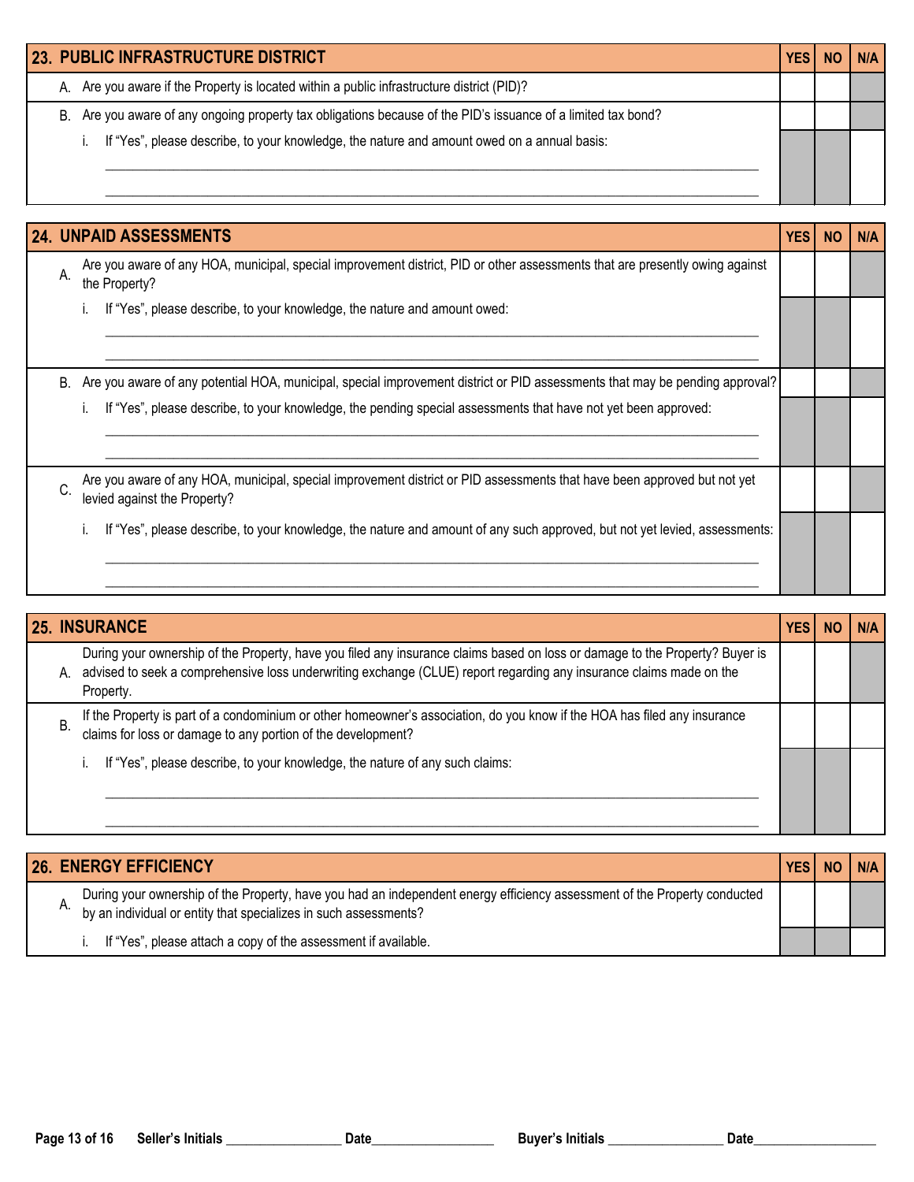| 23. PUBLIC INFRASTRUCTURE DISTRICT | YES | NO | N/A |
|---|---|---|---|
| A. Are you aware if the Property is located within a public infrastructure district (PID)? | | | |
| B. Are you aware of any ongoing property tax obligations because of the PID's issuance of a limited tax bond? | | | |
| i. If "Yes", please describe, to your knowledge, the nature and amount owed on a annual basis: ______________________________ ______________________________ | | | |

| 24. UNPAID ASSESSMENTS | YES | NO | N/A |
|---|---|---|---|
| A. Are you aware of any HOA, municipal, special improvement district, PID or other assessments that are presently owing against the Property? | | | |
| i. If "Yes", please describe, to your knowledge, the nature and amount owed: ______________________________ ______________________________ | | | |
| B. Are you aware of any potential HOA, municipal, special improvement district or PID assessments that may be pending approval? | | | |
| i. If "Yes", please describe, to your knowledge, the pending special assessments that have not yet been approved: ______________________________ ______________________________ | | | |
| C. Are you aware of any HOA, municipal, special improvement district or PID assessments that have been approved but not yet levied against the Property? | | | |
| i. If "Yes", please describe, to your knowledge, the nature and amount of any such approved, but not yet levied, assessments: ______________________________ ______________________________ | | | |

| 25. INSURANCE | YES | NO | N/A |
|---|---|---|---|
| A. During your ownership of the Property, have you filed any insurance claims based on loss or damage to the Property? Buyer is advised to seek a comprehensive loss underwriting exchange (CLUE) report regarding any insurance claims made on the Property. | | | |
| B. If the Property is part of a condominium or other homeowner's association, do you know if the HOA has filed any insurance claims for loss or damage to any portion of the development? | | | |
| i. If "Yes", please describe, to your knowledge, the nature of any such claims: ______________________________ ______________________________ | | | |

| 26. ENERGY EFFICIENCY | YES | NO | N/A |
|---|---|---|---|
| A. During your ownership of the Property, have you had an independent energy efficiency assessment of the Property conducted by an individual or entity that specializes in such assessments? | | | |
| i. If "Yes", please attach a copy of the assessment if available. | | | |

Seller's Initials ________________ Date________________ Buyer's Initials ________________ Date________________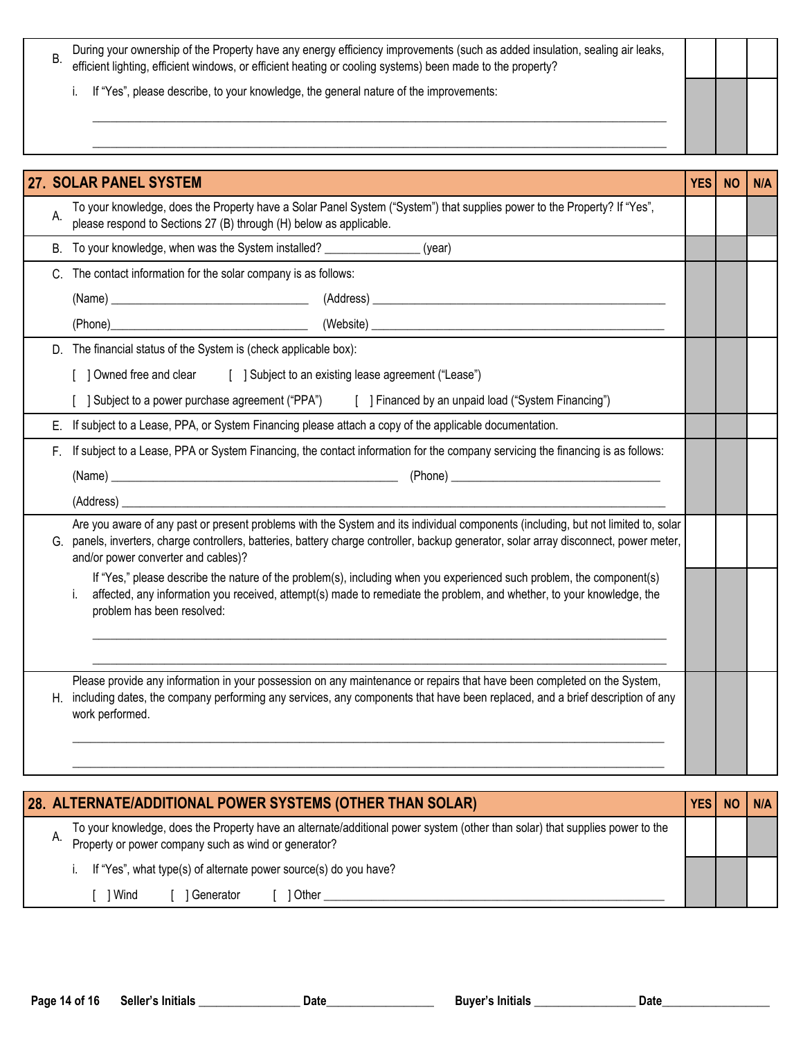| | | YES | NO | N/A |
|---|---|---|---|---|
| B. | During your ownership of the Property have any energy efficiency improvements (such as added insulation, sealing air leaks, efficient lighting, efficient windows, or efficient heating or cooling systems) been made to the property? | | | |
| | i. If "Yes", please describe, to your knowledge, the general nature of the improvements: ______________________________ ______________________________ | | | |

| **27. SOLAR PANEL SYSTEM** | | **YES** | **NO** | **N/A** |
|---|---|---|---|---|
| A. | To your knowledge, does the Property have a Solar Panel System ("System") that supplies power to the Property? If "Yes", please respond to Sections 27 (B) through (H) below as applicable. | | | |
| B. | To your knowledge, when was the System installed? _______________ (year) | | | |
| C. | The contact information for the solar company is as follows: (Name) ______________________ (Address) ______________________ (Phone)______________________ (Website) ______________________ | | | |
| D. | The financial status of the System is (check applicable box): [ ] Owned free and clear [ ] Subject to an existing lease agreement ("Lease") [ ] Subject to a power purchase agreement ("PPA") [ ] Financed by an unpaid load ("System Financing") | | | |
| E. | If subject to a Lease, PPA, or System Financing please attach a copy of the applicable documentation. | | | |
| F. | If subject to a Lease, PPA or System Financing, the contact information for the company servicing the financing is as follows: (Name) ______________________ (Phone) ______________________ (Address) ______________________ | | | |
| G. | Are you aware of any past or present problems with the System and its individual components (including, but not limited to, solar panels, inverters, charge controllers, batteries, battery charge controller, backup generator, solar array disconnect, power meter, and/or power converter and cables)? | | | |
| | i. If "Yes," please describe the nature of the problem(s), including when you experienced such problem, the component(s) affected, any information you received, attempt(s) made to remediate the problem, and whether, to your knowledge, the problem has been resolved: ______________________________ ______________________________ | | | |
| H. | Please provide any information in your possession on any maintenance or repairs that have been completed on the System, including dates, the company performing any services, any components that have been replaced, and a brief description of any work performed. ______________________________ ______________________________ | | | |

| **28. ALTERNATE/ADDITIONAL POWER SYSTEMS (OTHER THAN SOLAR)** | | **YES** | **NO** | **N/A** |
|---|---|---|---|---|
| A. | To your knowledge, does the Property have an alternate/additional power system (other than solar) that supplies power to the Property or power company such as wind or generator? | | | |
| | i. If "Yes", what type(s) of alternate power source(s) do you have? [ ] Wind [ ] Generator [ ] Other ______________________ | | | |

Seller's Initials ________________ Date________________ Buyer's Initials ________________ Date________________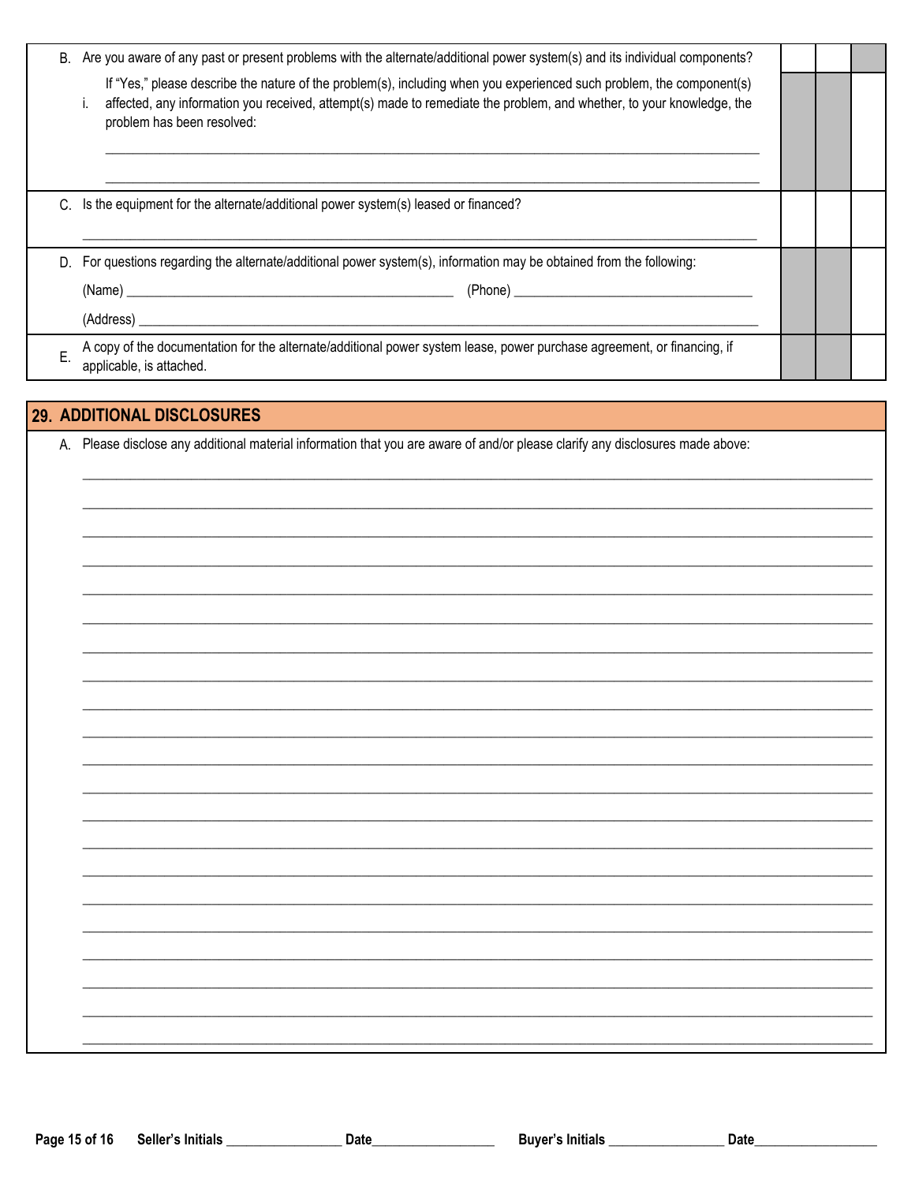| | | | |
|---|---|---|---|
| B. Are you aware of any past or present problems with the alternate/additional power system(s) and its individual components? | | | |
| i. If "Yes," please describe the nature of the problem(s), including when you experienced such problem, the component(s) affected, any information you received, attempt(s) made to remediate the problem, and whether, to your knowledge, the problem has been resolved: ______________________________ ______________________________ | | | |
| C. Is the equipment for the alternate/additional power system(s) leased or financed? ______________________________ | | | |
| D. For questions regarding the alternate/additional power system(s), information may be obtained from the following: (Name) ______________________ (Phone) ______________________ (Address) ______________________________ | | | |
| E. A copy of the documentation for the alternate/additional power system lease, power purchase agreement, or financing, if applicable, is attached. | | | |

## 29. ADDITIONAL DISCLOSURES

A. Please disclose any additional material information that you are aware of and/or please clarify any disclosures made above:

______________________________________________________________________________________________

______________________________________________________________________________________________

______________________________________________________________________________________________

______________________________________________________________________________________________

______________________________________________________________________________________________

______________________________________________________________________________________________

______________________________________________________________________________________________

______________________________________________________________________________________________

______________________________________________________________________________________________

______________________________________________________________________________________________

______________________________________________________________________________________________

______________________________________________________________________________________________

______________________________________________________________________________________________

______________________________________________________________________________________________

______________________________________________________________________________________________

______________________________________________________________________________________________

______________________________________________________________________________________________

______________________________________________________________________________________________

______________________________________________________________________________________________

______________________________________________________________________________________________

______________________________________________________________________________________________

Seller's Initials ________________ Date________________ Buyer's Initials ________________ Date________________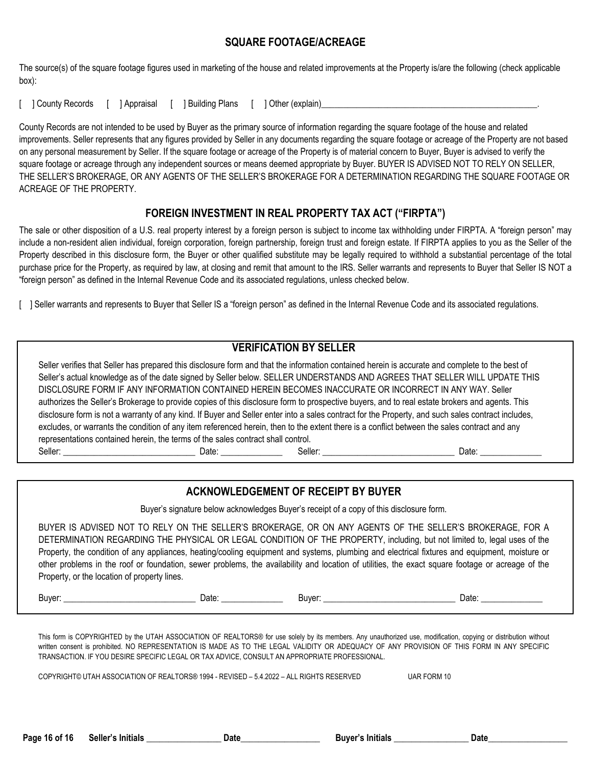## SQUARE FOOTAGE/ACREAGE

The source(s) of the square footage figures used in marketing of the house and related improvements at the Property is/are the following (check applicable box):

[ ] County Records [ ] Appraisal [ ] Building Plans [ ] Other (explain)_____________________________________________________.

County Records are not intended to be used by Buyer as the primary source of information regarding the square footage of the house and related improvements. Seller represents that any figures provided by Seller in any documents regarding the square footage or acreage of the Property are not based on any personal measurement by Seller. If the square footage or acreage of the Property is of material concern to Buyer, Buyer is advised to verify the square footage or acreage through any independent sources or means deemed appropriate by Buyer. BUYER IS ADVISED NOT TO RELY ON SELLER, THE SELLER'S BROKERAGE, OR ANY AGENTS OF THE SELLER'S BROKERAGE FOR A DETERMINATION REGARDING THE SQUARE FOOTAGE OR ACREAGE OF THE PROPERTY.

## FOREIGN INVESTMENT IN REAL PROPERTY TAX ACT ("FIRPTA")

The sale or other disposition of a U.S. real property interest by a foreign person is subject to income tax withholding under FIRPTA. A "foreign person" may include a non-resident alien individual, foreign corporation, foreign partnership, foreign trust and foreign estate. If FIRPTA applies to you as the Seller of the Property described in this disclosure form, the Buyer or other qualified substitute may be legally required to withhold a substantial percentage of the total purchase price for the Property, as required by law, at closing and remit that amount to the IRS. Seller warrants and represents to Buyer that Seller IS NOT a "foreign person" as defined in the Internal Revenue Code and its associated regulations, unless checked below.

[ ] Seller warrants and represents to Buyer that Seller IS a "foreign person" as defined in the Internal Revenue Code and its associated regulations.

## VERIFICATION BY SELLER

Seller verifies that Seller has prepared this disclosure form and that the information contained herein is accurate and complete to the best of Seller's actual knowledge as of the date signed by Seller below. SELLER UNDERSTANDS AND AGREES THAT SELLER WILL UPDATE THIS DISCLOSURE FORM IF ANY INFORMATION CONTAINED HEREIN BECOMES INACCURATE OR INCORRECT IN ANY WAY. Seller authorizes the Seller's Brokerage to provide copies of this disclosure form to prospective buyers, and to real estate brokers and agents. This disclosure form is not a warranty of any kind. If Buyer and Seller enter into a sales contract for the Property, and such sales contract includes, excludes, or warrants the condition of any item referenced herein, then to the extent there is a conflict between the sales contract and any representations contained herein, the terms of the sales contract shall control.

Seller: ______________________________ Date: ______________ Seller: ______________________________ Date: ______________

## ACKNOWLEDGEMENT OF RECEIPT BY BUYER

Buyer's signature below acknowledges Buyer's receipt of a copy of this disclosure form.

BUYER IS ADVISED NOT TO RELY ON THE SELLER'S BROKERAGE, OR ON ANY AGENTS OF THE SELLER'S BROKERAGE, FOR A DETERMINATION REGARDING THE PHYSICAL OR LEGAL CONDITION OF THE PROPERTY, including, but not limited to, legal uses of the Property, the condition of any appliances, heating/cooling equipment and systems, plumbing and electrical fixtures and equipment, moisture or other problems in the roof or foundation, sewer problems, the availability and location of utilities, the exact square footage or acreage of the Property, or the location of property lines.

Buyer: ______________________________ Date: ______________ Buyer: ______________________________ Date: ______________

This form is COPYRIGHTED by the UTAH ASSOCIATION OF REALTORS® for use solely by its members. Any unauthorized use, modification, copying or distribution without written consent is prohibited. NO REPRESENTATION IS MADE AS TO THE LEGAL VALIDITY OR ADEQUACY OF ANY PROVISION OF THIS FORM IN ANY SPECIFIC TRANSACTION. IF YOU DESIRE SPECIFIC LEGAL OR TAX ADVICE, CONSULT AN APPROPRIATE PROFESSIONAL.

COPYRIGHT© UTAH ASSOCIATION OF REALTORS® 1994 - REVISED – 5.4.2022 – ALL RIGHTS RESERVED UAR FORM 10

Seller's Initials _________________ Date__________________ Buyer's Initials _________________ Date__________________